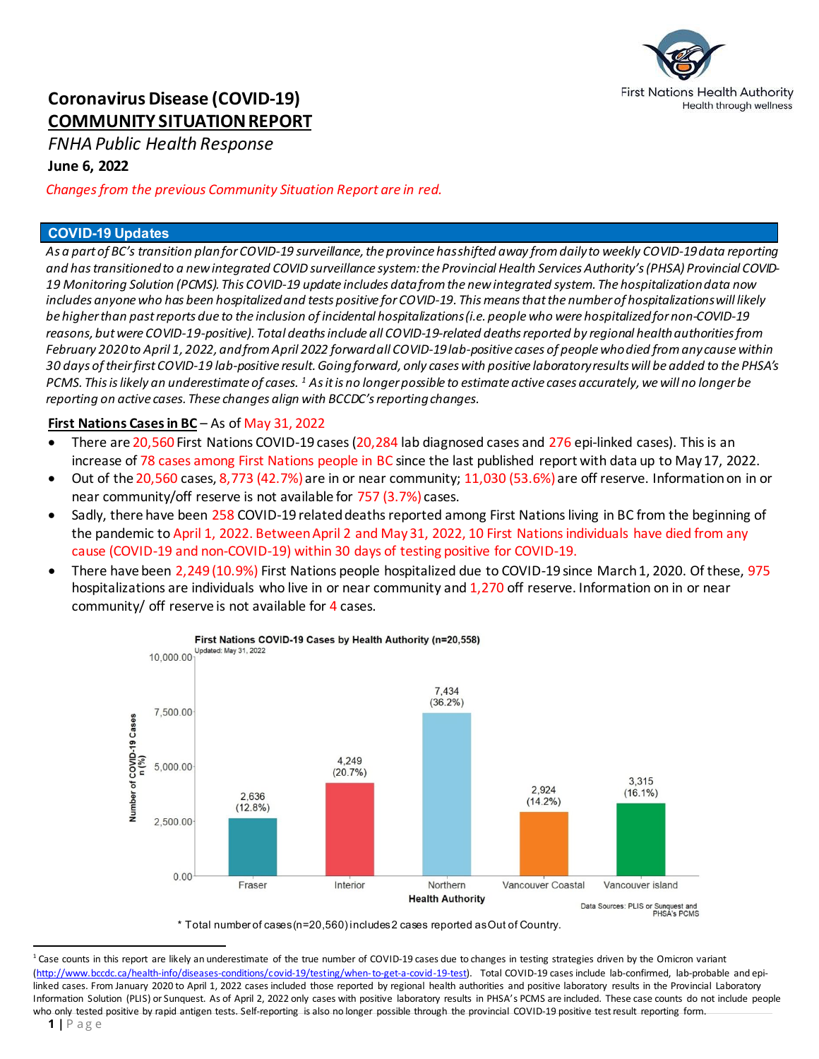# Coronavirus Disease (COVID-19) COMMUNITY SITUATION REPORT

*FNHA Public Health Response*

**June 6, 2022**

*Changes from the previous Community Situation Report are in red.*

## COVID-19 Updates

*As a part of BC's transition plan for COVID-19 surveillance, the province has shifted away from daily to weekly COVID-19 data reporting and has transitioned to a new integrated COVID surveillance system: the Provincial Health Services Authority's (PHSA) Provincial COVID-19 Monitoring Solution (PCMS). This COVID-19 update includes data from the new integrated system. The hospitalization data now includes anyone who has been hospitalized and tests positive for COVID-19. This means that the number of hospitalizations will likely be higher than past reports due to the inclusion of incidental hospitalizations (i.e. people who were hospitalized for non-COVID-19 reasons, but were COVID-19-positive). Total deaths include all COVID-19-related deaths reported by regional health authorities from February 2020 to April 1, 2022, and from April 2022 forward all COVID-19 lab-positive cases of people who died from any cause within 30 days of their first COVID-19 lab-positive result. Going forward, only cases with positive laboratory results will be added to the PHSA's PCMS. This is likely an underestimate of cases. [1] As it is no longer possible to estimate active cases accurately, we will no longer be reporting on active cases. These changes align with BCCDC's reporting changes.*

**First Nations Cases in BC** – As of May 31, 2022

- There are 20,560 First Nations COVID-19 cases (20,284 lab diagnosed cases and 276 epi-linked cases). This is an increase of 78 cases among First Nations people in BC since the last published report with data up to May 17, 2022.
- Out of the 20,560 cases, 8,773 (42.7%) are in or near community; 11,030 (53.6%) are off reserve. Information on in or near community/off reserve is not available for 757 (3.7%) cases.
- Sadly, there have been 258 COVID-19 related deaths reported among First Nations living in BC from the beginning of the pandemic to April 1, 2022. Between April 2 and May 31, 2022, 10 First Nations individuals have died from any cause (COVID-19 and non-COVID-19) within 30 days of testing positive for COVID-19.
- There have been 2,249 (10.9%) First Nations people hospitalized due to COVID-19 since March 1, 2020. Of these, 975 hospitalizations are individuals who live in or near community and 1,270 off reserve. Information on in or near community/ off reserve is not available for 4 cases.

**First Nations COVID-19 Cases by Health Authority (n=20,558)**
Updated: May 31, 2022

| Health Authority | Number of COVID-19 Cases n (%) |
|---|---|
| Fraser | 2,636 (12.8%) |
| Interior | 4,249 (20.7%) |
| Northern | 7,434 (36.2%) |
| Vancouver Coastal | 2,924 (14.2%) |
| Vancouver island | 3,315 (16.1%) |

Data Sources: PLIS or Sunquest and PHSA's PCMS

\* Total number of cases (n=20,560) includes 2 cases reported as Out of Country.

---

[1] Case counts in this report are likely an underestimate of the true number of COVID-19 cases due to changes in testing strategies driven by the Omicron variant (http://www.bccdc.ca/health-info/diseases-conditions/covid-19/testing/when-to-get-a-covid-19-test). Total COVID-19 cases include lab-confirmed, lab-probable and epi-linked cases. From January 2020 to April 1, 2022 cases included those reported by regional health authorities and positive laboratory results in the Provincial Laboratory Information Solution (PLIS) or Sunquest. As of April 2, 2022 only cases with positive laboratory results in PHSA's PCMS are included. These case counts do not include people who only tested positive by rapid antigen tests. Self-reporting is also no longer possible through the provincial COVID-19 positive test result reporting form.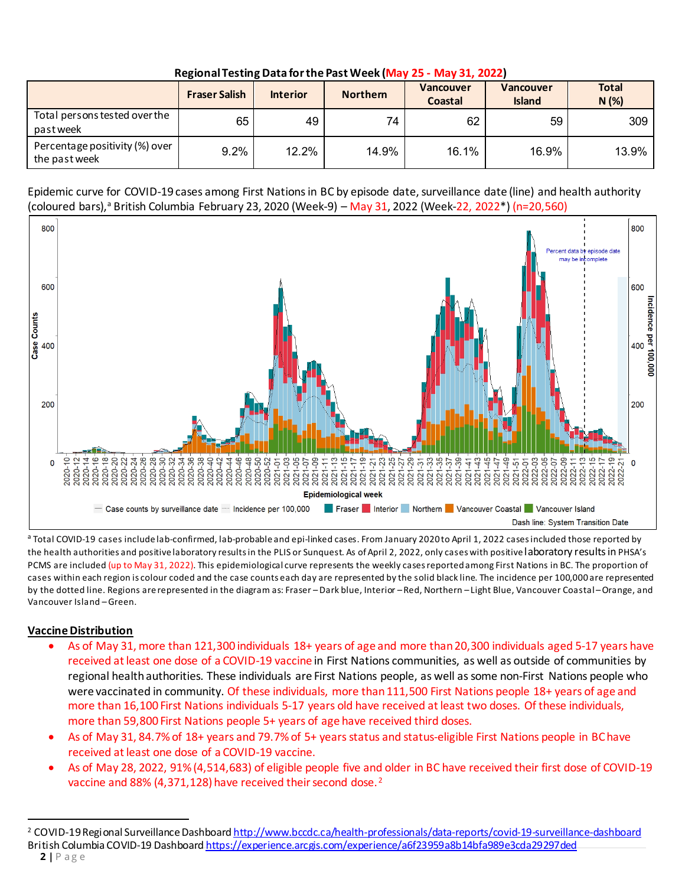**Regional Testing Data for the Past Week (May 25 - May 31, 2022)**

| | Fraser Salish | Interior | Northern | Vancouver Coastal | Vancouver Island | Total N (%) |
|---|---|---|---|---|---|---|
| Total persons tested over the past week | 65 | 49 | 74 | 62 | 59 | 309 |
| Percentage positivity (%) over the past week | 9.2% | 12.2% | 14.9% | 16.1% | 16.9% | 13.9% |

Epidemic curve for COVID-19 cases among First Nations in BC by episode date, surveillance date (line) and health authority (coloured bars),[a] British Columbia February 23, 2020 (Week-9) – May 31, 2022 (Week-22, 2022*) (n=20,560)

[a] Total COVID-19 cases include lab-confirmed, lab-probable and epi-linked cases. From January 2020 to April 1, 2022 cases included those reported by the health authorities and positive laboratory results in the PLIS or Sunquest. As of April 2, 2022, only cases with positive laboratory results in PHSA's PCMS are included (up to May 31, 2022). This epidemiological curve represents the weekly cases reported among First Nations in BC. The proportion of cases within each region is colour coded and the case counts each day are represented by the solid black line. The incidence per 100,000 are represented by the dotted line. Regions are represented in the diagram as: Fraser – Dark blue, Interior – Red, Northern – Light Blue, Vancouver Coastal – Orange, and Vancouver Island – Green.

## Vaccine Distribution

- As of May 31, more than 121,300 individuals 18+ years of age and more than 20,300 individuals aged 5-17 years have received at least one dose of a COVID-19 vaccine in First Nations communities, as well as outside of communities by regional health authorities. These individuals are First Nations people, as well as some non-First Nations people who were vaccinated in community. Of these individuals, more than 111,500 First Nations people 18+ years of age and more than 16,100 First Nations individuals 5-17 years old have received at least two doses. Of these individuals, more than 59,800 First Nations people 5+ years of age have received third doses.
- As of May 31, 84.7% of 18+ years and 79.7% of 5+ years status and status-eligible First Nations people in BC have received at least one dose of a COVID-19 vaccine.
- As of May 28, 2022, 91% (4,514,683) of eligible people five and older in BC have received their first dose of COVID-19 vaccine and 88% (4,371,128) have received their second dose.[2]

---

[2] COVID-19 Regional Surveillance Dashboard http://www.bccdc.ca/health-professionals/data-reports/covid-19-surveillance-dashboard
British Columbia COVID-19 Dashboard https://experience.arcgis.com/experience/a6f23959a8b14bfa989e3cda29297ded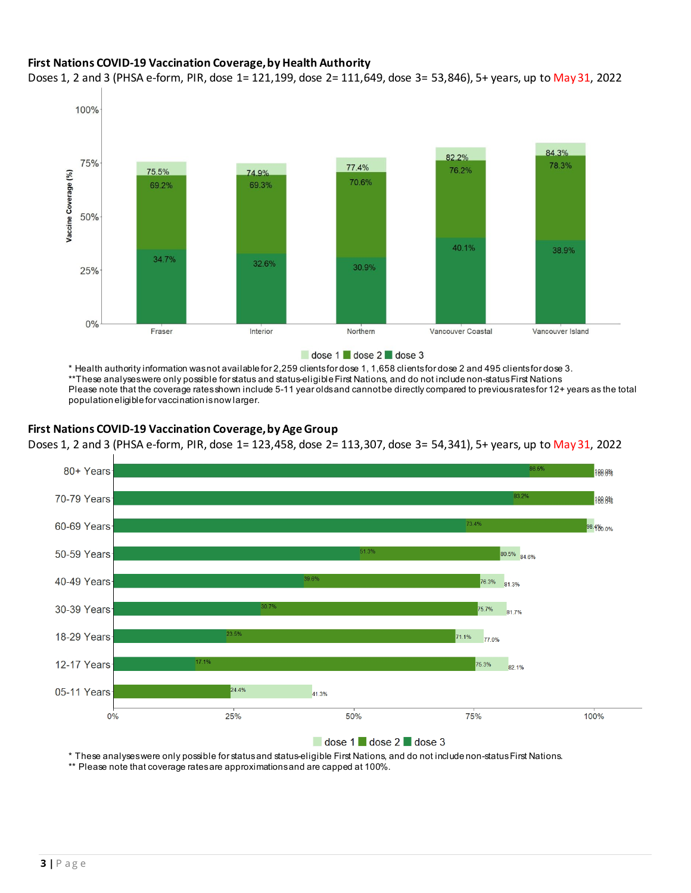**First Nations COVID-19 Vaccination Coverage, by Health Authority**

Doses 1, 2 and 3 (PHSA e-form, PIR, dose 1= 121,199, dose 2= 111,649, dose 3= 53,846), 5+ years, up to May 31, 2022

| Health Authority | dose 1 | dose 2 | dose 3 |
|---|---|---|---|
| Fraser | 75.5% | 69.2% | 34.7% |
| Interior | 74.9% | 69.3% | 32.6% |
| Northern | 77.4% | 70.6% | 30.9% |
| Vancouver Coastal | 82.2% | 76.2% | 40.1% |
| Vancouver Island | 84.3% | 78.3% | 38.9% |

\* Health authority information was not available for 2,259 clients for dose 1, 1,658 clients for dose 2 and 495 clients for dose 3.
\*\*These analyses were only possible for status and status-eligible First Nations, and do not include non-status First Nations
Please note that the coverage rates shown include 5-11 year olds and cannot be directly compared to previous rates for 12+ years as the total population eligible for vaccination is now larger.

**First Nations COVID-19 Vaccination Coverage, by Age Group**

Doses 1, 2 and 3 (PHSA e-form, PIR, dose 1= 123,458, dose 2= 113,307, dose 3= 54,341), 5+ years, up to May 31, 2022

| Age Group | dose 1 | dose 2 | dose 3 |
|---|---|---|---|
| 80+ Years | 100.0% | 100.0% | 86.6% |
| 70-79 Years | 100.0% | 100.0% | 83.2% |
| 60-69 Years | 100.0% | 98.4% | 73.4% |
| 50-59 Years | 84.6% | 80.5% | 51.3% |
| 40-49 Years | 81.3% | 76.3% | 39.6% |
| 30-39 Years | 81.7% | 75.7% | 30.7% |
| 18-29 Years | 77.0% | 71.1% | 23.5% |
| 12-17 Years | 82.1% | 75.3% | 17.1% |
| 05-11 Years | 41.3% | 24.4% | |

\* These analyses were only possible for status and status-eligible First Nations, and do not include non-status First Nations.
\*\* Please note that coverage rates are approximations and are capped at 100%.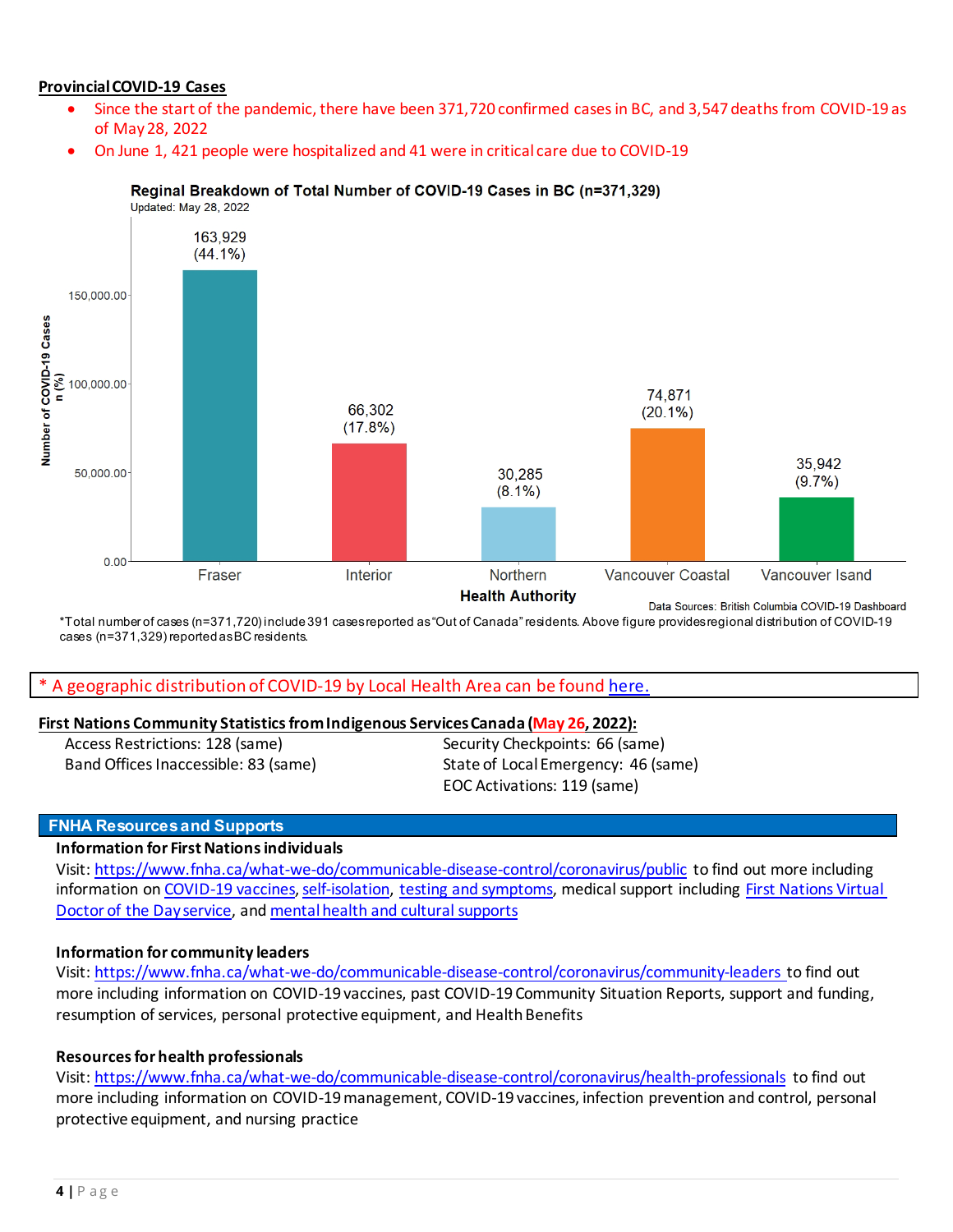**Provincial COVID-19 Cases**

- Since the start of the pandemic, there have been 371,720 confirmed cases in BC, and 3,547 deaths from COVID-19 as of May 28, 2022
- On June 1, 421 people were hospitalized and 41 were in critical care due to COVID-19

**Reginal Breakdown of Total Number of COVID-19 Cases in BC (n=371,329)**
Updated: May 28, 2022

| Health Authority | Number of COVID-19 Cases n (%) |
|---|---|
| Fraser | 163,929 (44.1%) |
| Interior | 66,302 (17.8%) |
| Northern | 30,285 (8.1%) |
| Vancouver Coastal | 74,871 (20.1%) |
| Vancouver Isand | 35,942 (9.7%) |

Data Sources: British Columbia COVID-19 Dashboard

*Total number of cases (n=371,720) include 391 cases reported as "Out of Canada" residents. Above figure provides regional distribution of COVID-19 cases (n=371,329) reported as BC residents.

* A geographic distribution of COVID-19 by Local Health Area can be found here.

**First Nations Community Statistics from Indigenous Services Canada (May 26, 2022):**

Access Restrictions: 128 (same)
Band Offices Inaccessible: 83 (same)
Security Checkpoints: 66 (same)
State of Local Emergency: 46 (same)
EOC Activations: 119 (same)

## FNHA Resources and Supports

**Information for First Nations individuals**

Visit: https://www.fnha.ca/what-we-do/communicable-disease-control/coronavirus/public to find out more including information on COVID-19 vaccines, self-isolation, testing and symptoms, medical support including First Nations Virtual Doctor of the Day service, and mental health and cultural supports

**Information for community leaders**

Visit: https://www.fnha.ca/what-we-do/communicable-disease-control/coronavirus/community-leaders to find out more including information on COVID-19 vaccines, past COVID-19 Community Situation Reports, support and funding, resumption of services, personal protective equipment, and Health Benefits

**Resources for health professionals**

Visit: https://www.fnha.ca/what-we-do/communicable-disease-control/coronavirus/health-professionals to find out more including information on COVID-19 management, COVID-19 vaccines, infection prevention and control, personal protective equipment, and nursing practice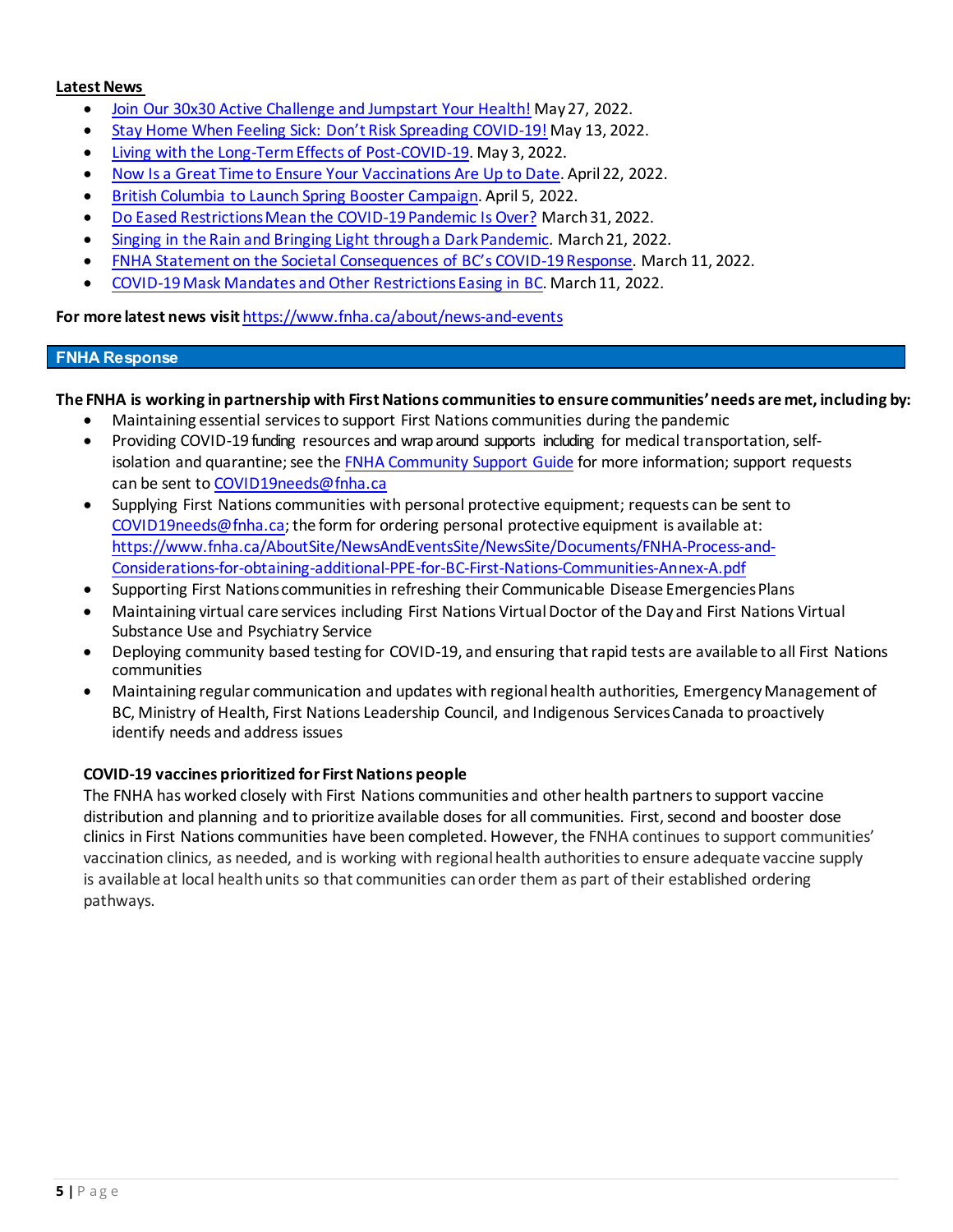**Latest News**

- Join Our 30x30 Active Challenge and Jumpstart Your Health! May 27, 2022.
- Stay Home When Feeling Sick: Don't Risk Spreading COVID-19! May 13, 2022.
- Living with the Long-Term Effects of Post-COVID-19. May 3, 2022.
- Now Is a Great Time to Ensure Your Vaccinations Are Up to Date. April 22, 2022.
- British Columbia to Launch Spring Booster Campaign. April 5, 2022.
- Do Eased Restrictions Mean the COVID-19 Pandemic Is Over? March 31, 2022.
- Singing in the Rain and Bringing Light through a Dark Pandemic. March 21, 2022.
- FNHA Statement on the Societal Consequences of BC's COVID-19 Response. March 11, 2022.
- COVID-19 Mask Mandates and Other Restrictions Easing in BC. March 11, 2022.

**For more latest news visit** https://www.fnha.ca/about/news-and-events

## FNHA Response

**The FNHA is working in partnership with First Nations communities to ensure communities' needs are met, including by:**

- Maintaining essential services to support First Nations communities during the pandemic
- Providing COVID-19 funding resources and wrap around supports including for medical transportation, self-isolation and quarantine; see the FNHA Community Support Guide for more information; support requests can be sent to COVID19needs@fnha.ca
- Supplying First Nations communities with personal protective equipment; requests can be sent to COVID19needs@fnha.ca; the form for ordering personal protective equipment is available at: https://www.fnha.ca/AboutSite/NewsAndEventsSite/NewsSite/Documents/FNHA-Process-and-Considerations-for-obtaining-additional-PPE-for-BC-First-Nations-Communities-Annex-A.pdf
- Supporting First Nations communities in refreshing their Communicable Disease Emergencies Plans
- Maintaining virtual care services including First Nations Virtual Doctor of the Day and First Nations Virtual Substance Use and Psychiatry Service
- Deploying community based testing for COVID-19, and ensuring that rapid tests are available to all First Nations communities
- Maintaining regular communication and updates with regional health authorities, Emergency Management of BC, Ministry of Health, First Nations Leadership Council, and Indigenous Services Canada to proactively identify needs and address issues

**COVID-19 vaccines prioritized for First Nations people**

The FNHA has worked closely with First Nations communities and other health partners to support vaccine distribution and planning and to prioritize available doses for all communities. First, second and booster dose clinics in First Nations communities have been completed. However, the FNHA continues to support communities' vaccination clinics, as needed, and is working with regional health authorities to ensure adequate vaccine supply is available at local health units so that communities can order them as part of their established ordering pathways.